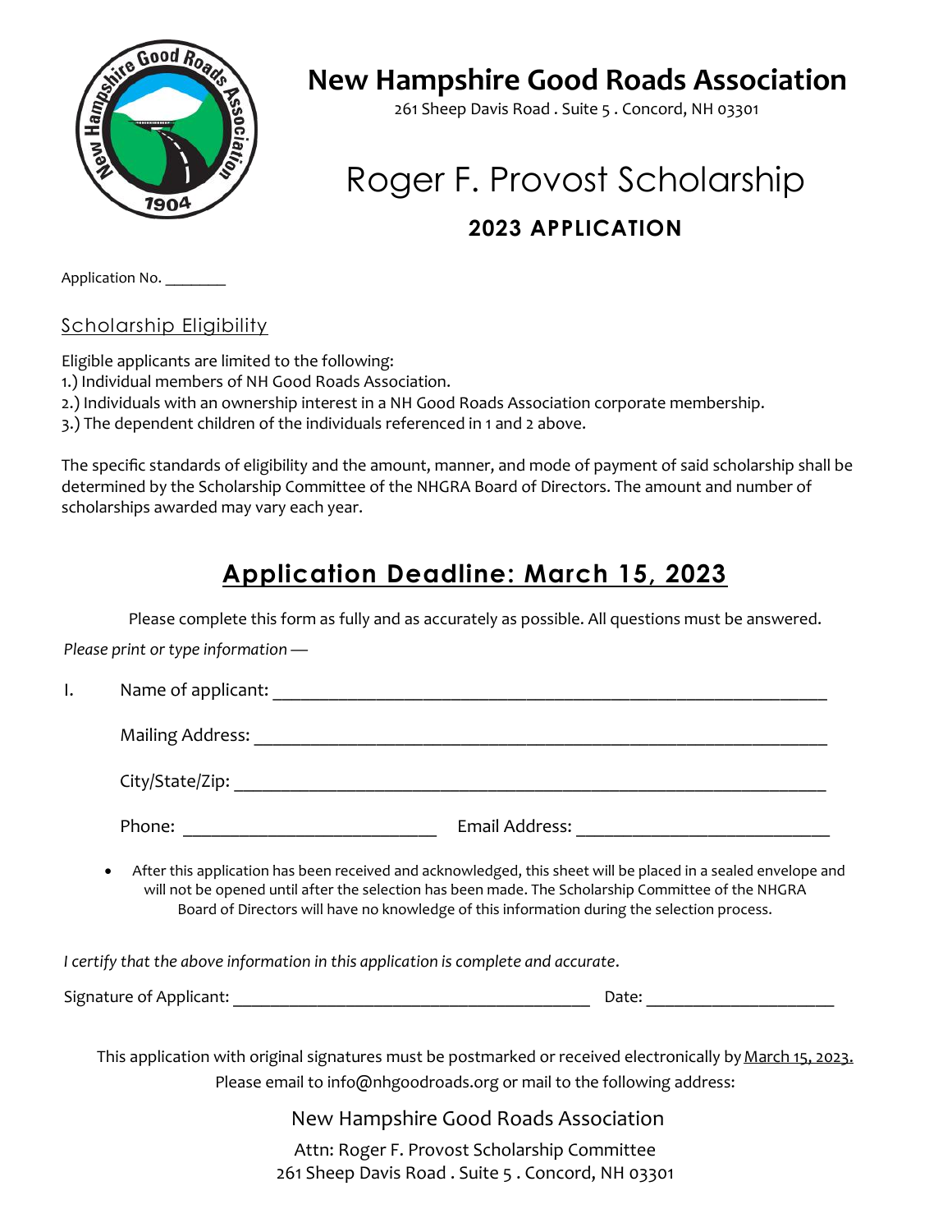# New Hampshire Good Roads Association

261 Sheep Davis Road . Suite 5 . Concord, NH 03301

# Roger F. Provost Scholarship

## 2023 APPLICATION

Application No. ________

## Scholarship Eligibility

Eligible applicants are limited to the following:
1.) Individual members of NH Good Roads Association.
2.) Individuals with an ownership interest in a NH Good Roads Association corporate membership.
3.) The dependent children of the individuals referenced in 1 and 2 above.

The specific standards of eligibility and the amount, manner, and mode of payment of said scholarship shall be determined by the Scholarship Committee of the NHGRA Board of Directors. The amount and number of scholarships awarded may vary each year.

## Application Deadline: March 15, 2023

Please complete this form as fully and as accurately as possible. All questions must be answered.

*Please print or type information —*

I. Name of applicant: ____________________________________________

Mailing Address: ____________________________________________

City/State/Zip: ____________________________________________

Phone: ______________________ Email Address: ______________________

- After this application has been received and acknowledged, this sheet will be placed in a sealed envelope and will not be opened until after the selection has been made. The Scholarship Committee of the NHGRA Board of Directors will have no knowledge of this information during the selection process.

*I certify that the above information in this application is complete and accurate.*

Signature of Applicant: ______________________________ Date: ________________

This application with original signatures must be postmarked or received electronically by March 15, 2023.
Please email to info@nhgoodroads.org or mail to the following address:

New Hampshire Good Roads Association
Attn: Roger F. Provost Scholarship Committee
261 Sheep Davis Road . Suite 5 . Concord, NH 03301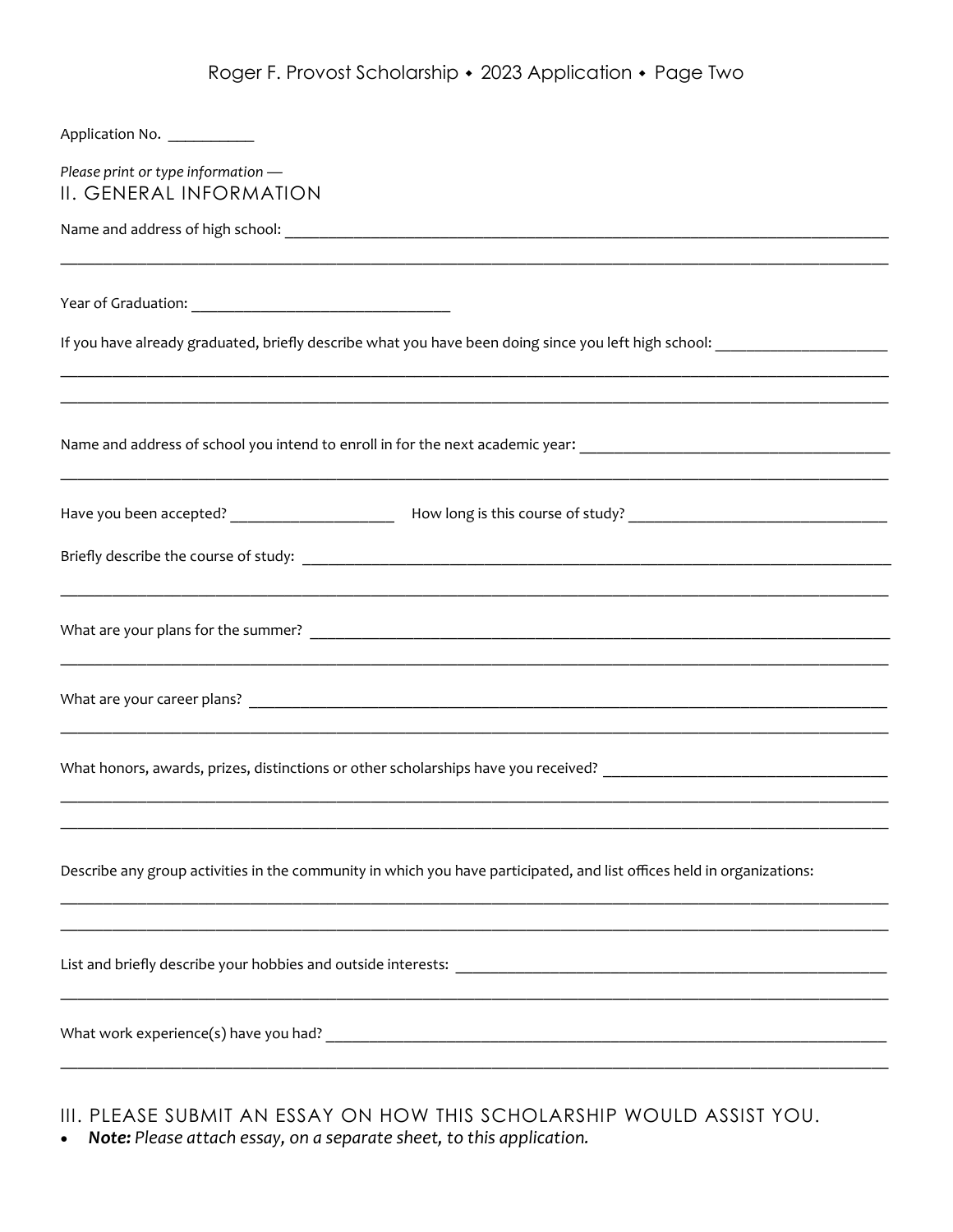Application No. ___________

*Please print or type information —*

## II. GENERAL INFORMATION

Name and address of high school: ______________________________________________________________________________

______________________________________________________________________________________________________

Year of Graduation: ________________________________

If you have already graduated, briefly describe what you have been doing since you left high school: ______________________

______________________________________________________________________________________________________

______________________________________________________________________________________________________

Name and address of school you intend to enroll in for the next academic year: __________________________________________

______________________________________________________________________________________________________

Have you been accepted? _____________________ How long is this course of study? _________________________________

Briefly describe the course of study: ___________________________________________________________________________

______________________________________________________________________________________________________

What are your plans for the summer? ________________________________________________________________________

______________________________________________________________________________________________________

What are your career plans? ________________________________________________________________________________

______________________________________________________________________________________________________

What honors, awards, prizes, distinctions or other scholarships have you received? ___________________________________

______________________________________________________________________________________________________

______________________________________________________________________________________________________

Describe any group activities in the community in which you have participated, and list offices held in organizations:

______________________________________________________________________________________________________

______________________________________________________________________________________________________

List and briefly describe your hobbies and outside interests: _____________________________________________________

______________________________________________________________________________________________________

What work experience(s) have you had? _____________________________________________________________________

______________________________________________________________________________________________________

## III. PLEASE SUBMIT AN ESSAY ON HOW THIS SCHOLARSHIP WOULD ASSIST YOU.

- ***Note:*** *Please attach essay, on a separate sheet, to this application.*